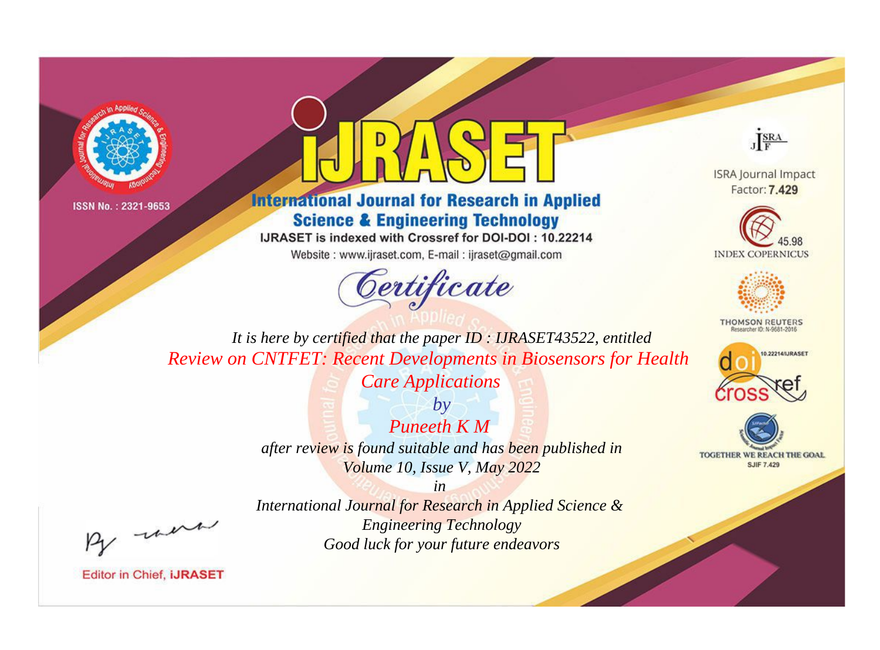ISSN No. : 2321-9653

# IJRASET

## International Journal for Research in Applied Science & Engineering Technology

IJRASET is indexed with Crossref for DOI-DOI : 10.22214

Website : www.ijraset.com, E-mail : ijraset@gmail.com

ISRA Journal Impact Factor: **7.429**

45.98 INDEX COPERNICUS

THOMSON REUTERS Researcher ID: N-9681-2016

10.22214/IJRASET

TOGETHER WE REACH THE GOAL SJIF 7.429

## *Certificate*

*It is here by certified that the paper ID : IJRASET43522, entitled*

*Review on CNTFET: Recent Developments in Biosensors for Health Care Applications*

*by*

*Puneeth K M*

*after review is found suitable and has been published in*

*Volume 10, Issue V, May 2022*

*in*

*International Journal for Research in Applied Science & Engineering Technology*

*Good luck for your future endeavors*

Editor in Chief, **iJRASET**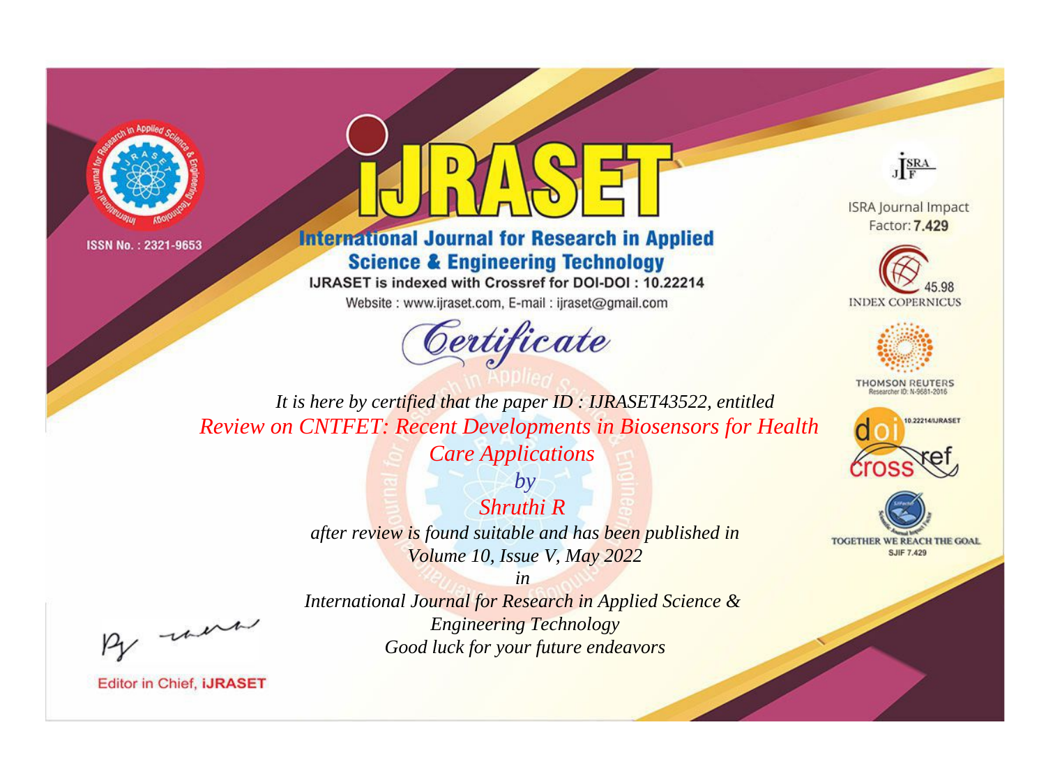ISSN No. : 2321-9653

# iJRASET

## International Journal for Research in Applied Science & Engineering Technology

IJRASET is indexed with Crossref for DOI-DOI : 10.22214

Website : www.ijraset.com, E-mail : ijraset@gmail.com

ISRA Journal Impact Factor: **7.429**

45.98 INDEX COPERNICUS

THOMSON REUTERS Researcher ID: N-9681-2016

10.22214/IJRASET

TOGETHER WE REACH THE GOAL SJIF 7.429

*Certificate*

*It is here by certified that the paper ID : IJRASET43522, entitled*

*Review on CNTFET: Recent Developments in Biosensors for Health Care Applications*

*by*

*Shruthi R*

*after review is found suitable and has been published in*

*Volume 10, Issue V, May 2022*

*in*

*International Journal for Research in Applied Science & Engineering Technology*

*Good luck for your future endeavors*

Editor in Chief, **iJRASET**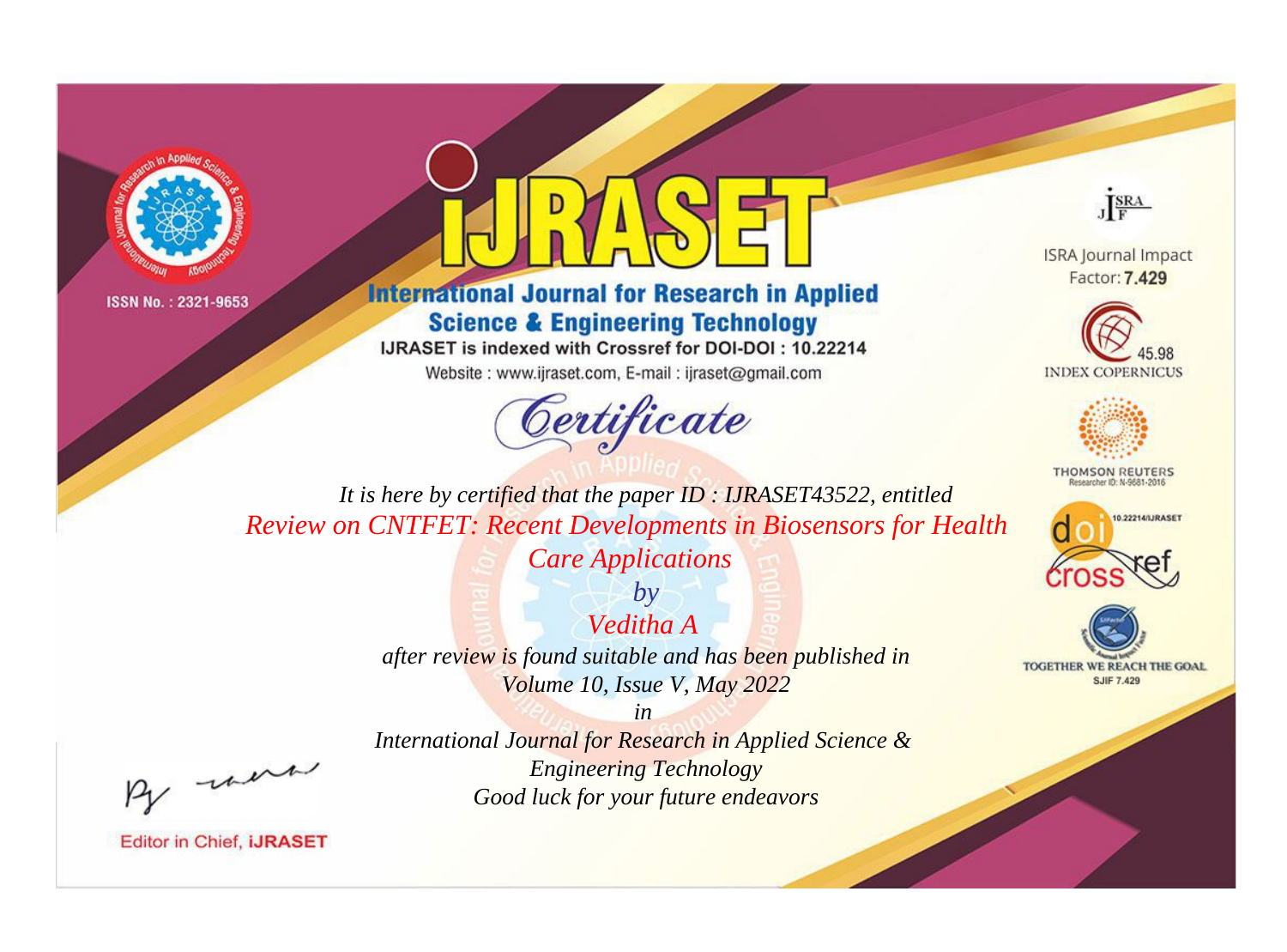ISSN No. : 2321-9653

# iJRASET

## International Journal for Research in Applied Science & Engineering Technology

IJRASET is indexed with Crossref for DOI-DOI : 10.22214

Website : www.ijraset.com, E-mail : ijraset@gmail.com

ISRA Journal Impact Factor: **7.429**

45.98 INDEX COPERNICUS

THOMSON REUTERS Researcher ID: N-9681-2016

10.22214/IJRASET

TOGETHER WE REACH THE GOAL SJIF 7.429

*Certificate*

*It is here by certified that the paper ID : IJRASET43522, entitled*

*Review on CNTFET: Recent Developments in Biosensors for Health Care Applications*

*by*

*Veditha A*

*after review is found suitable and has been published in*

*Volume 10, Issue V, May 2022*

*in*

*International Journal for Research in Applied Science & Engineering Technology*

*Good luck for your future endeavors*

Editor in Chief, iJRASET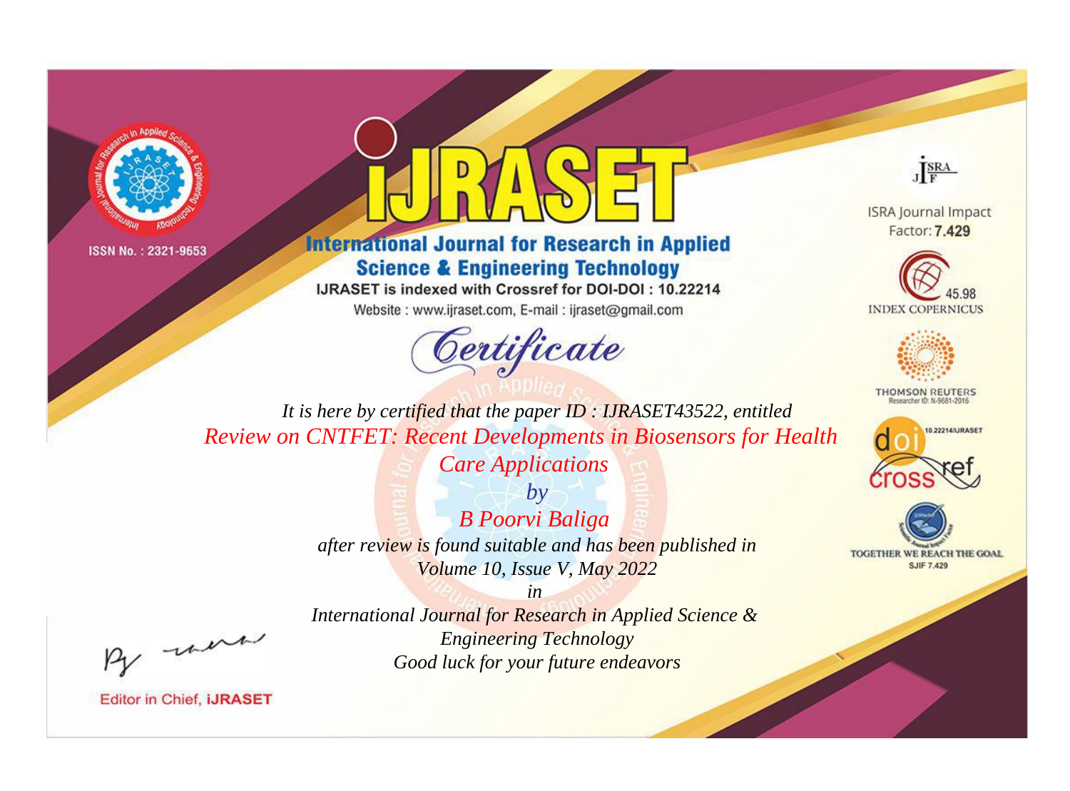ISSN No. : 2321-9653

# iJRASET

## International Journal for Research in Applied Science & Engineering Technology

IJRASET is indexed with Crossref for DOI-DOI : 10.22214

Website : www.ijraset.com, E-mail : ijraset@gmail.com

*Certificate*

*It is here by certified that the paper ID : IJRASET43522, entitled*

*Review on CNTFET: Recent Developments in Biosensors for Health Care Applications*

*by*

*B Poorvi Baliga*

*after review is found suitable and has been published in*

*Volume 10, Issue V, May 2022*

*in*

*International Journal for Research in Applied Science & Engineering Technology*

*Good luck for your future endeavors*

Editor in Chief, iJRASET

ISRA Journal Impact Factor: **7.429**

45.98 INDEX COPERNICUS

THOMSON REUTERS Researcher ID: N-9681-2016

10.22214/IJRASET

TOGETHER WE REACH THE GOAL SJIF 7.429